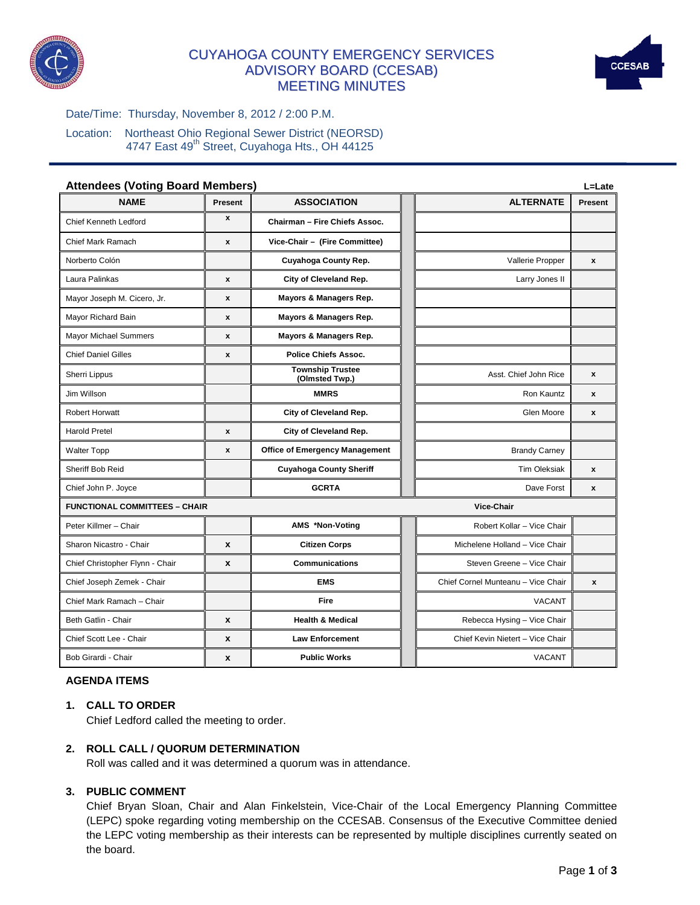# CUYAHOGA COUNTY EMERGENCY SERVICES ADVISORY BOARD (CCESAB) MEETING MINUTES

Date/Time: Thursday, November 8, 2012 / 2:00 P.M.

Location: Northeast Ohio Regional Sewer District (NEORSD)
4747 East 49th Street, Cuyahoga Hts., OH 44125

**Attendees (Voting Board Members)** L=Late

| NAME | Present | ASSOCIATION | ALTERNATE | Present |
|---|---|---|---|---|
| Chief Kenneth Ledford | x | Chairman – Fire Chiefs Assoc. | | |
| Chief Mark Ramach | x | Vice-Chair – (Fire Committee) | | |
| Norberto Colón | | Cuyahoga County Rep. | Vallerie Propper | x |
| Laura Palinkas | x | City of Cleveland Rep. | Larry Jones II | |
| Mayor Joseph M. Cicero, Jr. | x | Mayors & Managers Rep. | | |
| Mayor Richard Bain | x | Mayors & Managers Rep. | | |
| Mayor Michael Summers | x | Mayors & Managers Rep. | | |
| Chief Daniel Gilles | x | Police Chiefs Assoc. | | |
| Sherri Lippus | | Township Trustee (Olmsted Twp.) | Asst. Chief John Rice | x |
| Jim Willson | | MMRS | Ron Kauntz | x |
| Robert Horwatt | | City of Cleveland Rep. | Glen Moore | x |
| Harold Pretel | x | City of Cleveland Rep. | | |
| Walter Topp | x | Office of Emergency Management | Brandy Carney | |
| Sheriff Bob Reid | | Cuyahoga County Sheriff | Tim Oleksiak | x |
| Chief John P. Joyce | | GCRTA | Dave Forst | x |
| **FUNCTIONAL COMMITTEES – CHAIR** | | | **Vice-Chair** | |
| Peter Killmer – Chair | | AMS *Non-Voting | Robert Kollar – Vice Chair | |
| Sharon Nicastro - Chair | x | Citizen Corps | Michelene Holland – Vice Chair | |
| Chief Christopher Flynn - Chair | x | Communications | Steven Greene – Vice Chair | |
| Chief Joseph Zemek - Chair | | EMS | Chief Cornel Munteanu – Vice Chair | x |
| Chief Mark Ramach – Chair | | Fire | VACANT | |
| Beth Gatlin - Chair | x | Health & Medical | Rebecca Hysing – Vice Chair | |
| Chief Scott Lee - Chair | x | Law Enforcement | Chief Kevin Nietert – Vice Chair | |
| Bob Girardi - Chair | x | Public Works | VACANT | |

## AGENDA ITEMS

### 1. CALL TO ORDER

Chief Ledford called the meeting to order.

### 2. ROLL CALL / QUORUM DETERMINATION

Roll was called and it was determined a quorum was in attendance.

### 3. PUBLIC COMMENT

Chief Bryan Sloan, Chair and Alan Finkelstein, Vice-Chair of the Local Emergency Planning Committee (LEPC) spoke regarding voting membership on the CCESAB. Consensus of the Executive Committee denied the LEPC voting membership as their interests can be represented by multiple disciplines currently seated on the board.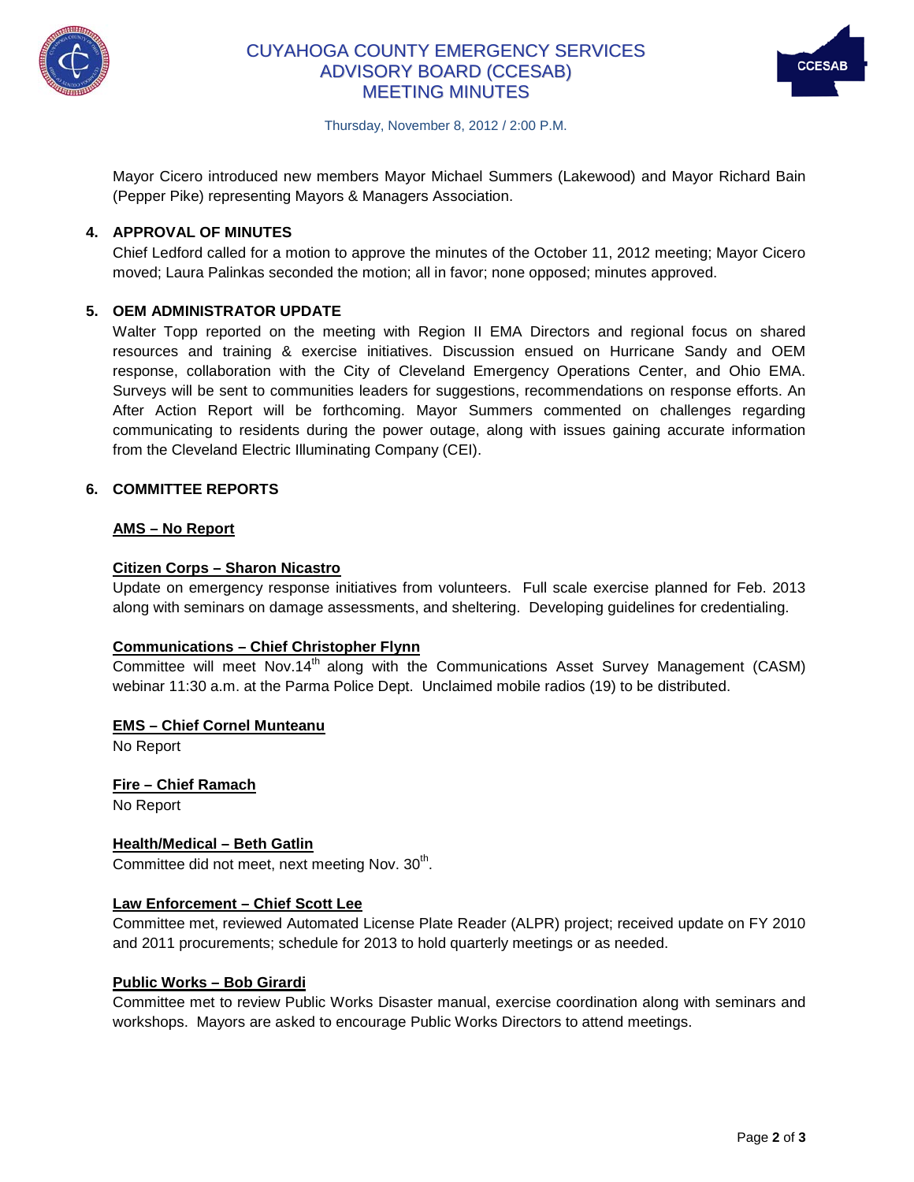Mayor Cicero introduced new members Mayor Michael Summers (Lakewood) and Mayor Richard Bain (Pepper Pike) representing Mayors & Managers Association.

**4. APPROVAL OF MINUTES**

Chief Ledford called for a motion to approve the minutes of the October 11, 2012 meeting; Mayor Cicero moved; Laura Palinkas seconded the motion; all in favor; none opposed; minutes approved.

**5. OEM ADMINISTRATOR UPDATE**

Walter Topp reported on the meeting with Region II EMA Directors and regional focus on shared resources and training & exercise initiatives. Discussion ensued on Hurricane Sandy and OEM response, collaboration with the City of Cleveland Emergency Operations Center, and Ohio EMA. Surveys will be sent to communities leaders for suggestions, recommendations on response efforts. An After Action Report will be forthcoming. Mayor Summers commented on challenges regarding communicating to residents during the power outage, along with issues gaining accurate information from the Cleveland Electric Illuminating Company (CEI).

**6. COMMITTEE REPORTS**

**AMS – No Report**

**Citizen Corps – Sharon Nicastro**

Update on emergency response initiatives from volunteers. Full scale exercise planned for Feb. 2013 along with seminars on damage assessments, and sheltering. Developing guidelines for credentialing.

**Communications – Chief Christopher Flynn**

Committee will meet Nov.14th along with the Communications Asset Survey Management (CASM) webinar 11:30 a.m. at the Parma Police Dept. Unclaimed mobile radios (19) to be distributed.

**EMS – Chief Cornel Munteanu**

No Report

**Fire – Chief Ramach**

No Report

**Health/Medical – Beth Gatlin**

Committee did not meet, next meeting Nov. 30th.

**Law Enforcement – Chief Scott Lee**

Committee met, reviewed Automated License Plate Reader (ALPR) project; received update on FY 2010 and 2011 procurements; schedule for 2013 to hold quarterly meetings or as needed.

**Public Works – Bob Girardi**

Committee met to review Public Works Disaster manual, exercise coordination along with seminars and workshops. Mayors are asked to encourage Public Works Directors to attend meetings.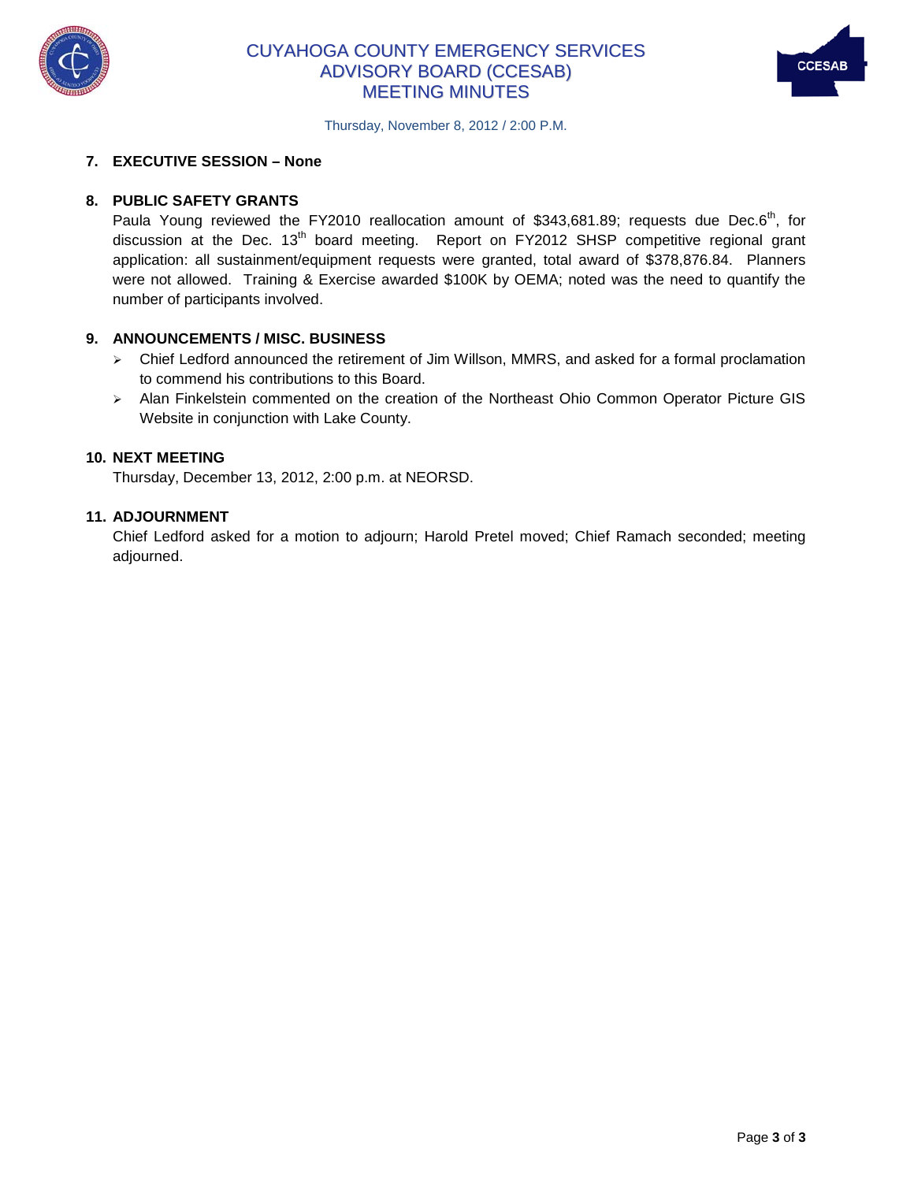# CUYAHOGA COUNTY EMERGENCY SERVICES ADVISORY BOARD (CCESAB) MEETING MINUTES

Thursday, November 8, 2012 / 2:00 P.M.

## 7. EXECUTIVE SESSION – None

## 8. PUBLIC SAFETY GRANTS

Paula Young reviewed the FY2010 reallocation amount of $343,681.89; requests due Dec.6th, for discussion at the Dec. 13th board meeting. Report on FY2012 SHSP competitive regional grant application: all sustainment/equipment requests were granted, total award of $378,876.84. Planners were not allowed. Training & Exercise awarded $100K by OEMA; noted was the need to quantify the number of participants involved.

## 9. ANNOUNCEMENTS / MISC. BUSINESS

- Chief Ledford announced the retirement of Jim Willson, MMRS, and asked for a formal proclamation to commend his contributions to this Board.
- Alan Finkelstein commented on the creation of the Northeast Ohio Common Operator Picture GIS Website in conjunction with Lake County.

## 10. NEXT MEETING

Thursday, December 13, 2012, 2:00 p.m. at NEORSD.

## 11. ADJOURNMENT

Chief Ledford asked for a motion to adjourn; Harold Pretel moved; Chief Ramach seconded; meeting adjourned.